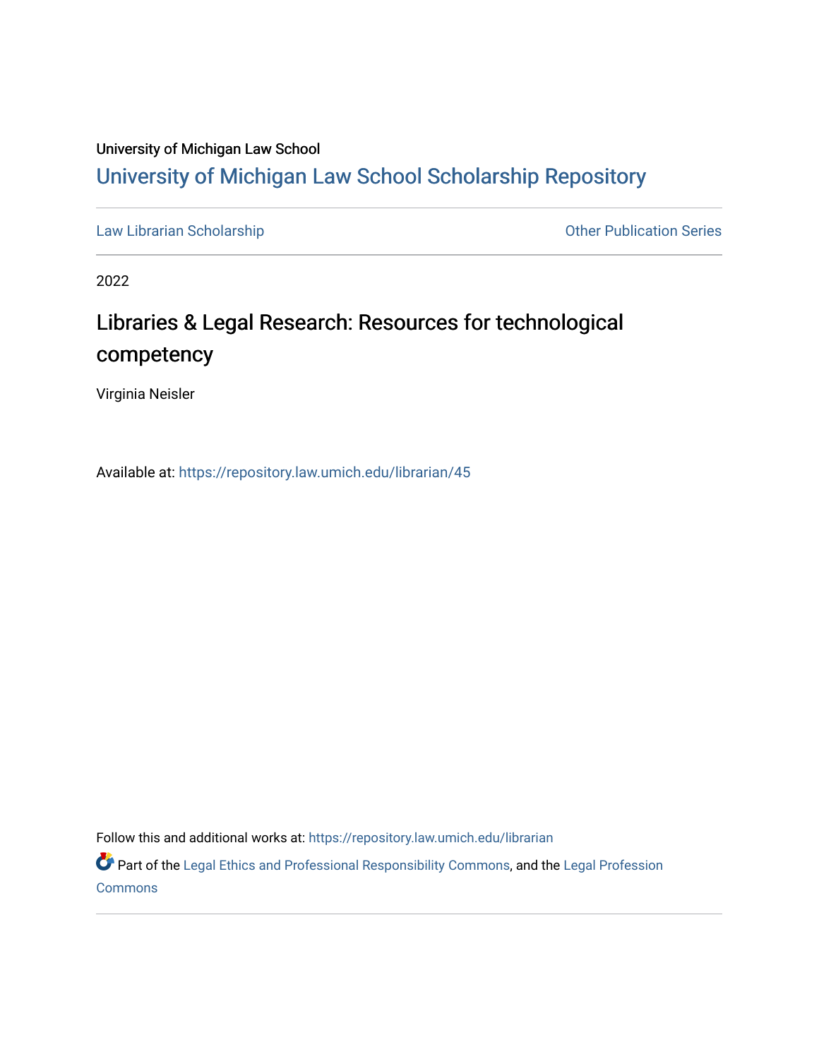University of Michigan Law School

## University of Michigan Law School Scholarship Repository

---

Law Librarian Scholarship | Other Publication Series

---

2022

# Libraries & Legal Research: Resources for technological competency

Virginia Neisler

Available at: https://repository.law.umich.edu/librarian/45

Follow this and additional works at: https://repository.law.umich.edu/librarian

Part of the Legal Ethics and Professional Responsibility Commons, and the Legal Profession Commons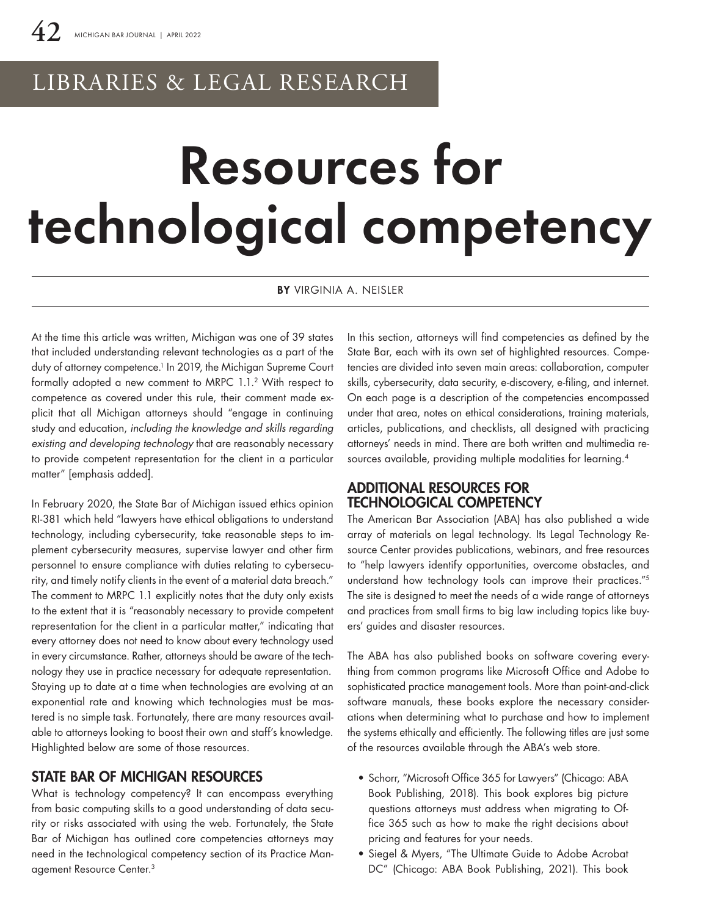LIBRARIES & LEGAL RESEARCH

# Resources for technological competency

**BY** VIRGINIA A. NEISLER

At the time this article was written, Michigan was one of 39 states that included understanding relevant technologies as a part of the duty of attorney competence.[1] In 2019, the Michigan Supreme Court formally adopted a new comment to MRPC 1.1.[2] With respect to competence as covered under this rule, their comment made explicit that all Michigan attorneys should "engage in continuing study and education, *including the knowledge and skills regarding existing and developing technology* that are reasonably necessary to provide competent representation for the client in a particular matter" [emphasis added].

In February 2020, the State Bar of Michigan issued ethics opinion RI-381 which held "lawyers have ethical obligations to understand technology, including cybersecurity, take reasonable steps to implement cybersecurity measures, supervise lawyer and other firm personnel to ensure compliance with duties relating to cybersecurity, and timely notify clients in the event of a material data breach." The comment to MRPC 1.1 explicitly notes that the duty only exists to the extent that it is "reasonably necessary to provide competent representation for the client in a particular matter," indicating that every attorney does not need to know about every technology used in every circumstance. Rather, attorneys should be aware of the technology they use in practice necessary for adequate representation. Staying up to date at a time when technologies are evolving at an exponential rate and knowing which technologies must be mastered is no simple task. Fortunately, there are many resources available to attorneys looking to boost their own and staff's knowledge. Highlighted below are some of those resources.

## STATE BAR OF MICHIGAN RESOURCES

What is technology competency? It can encompass everything from basic computing skills to a good understanding of data security or risks associated with using the web. Fortunately, the State Bar of Michigan has outlined core competencies attorneys may need in the technological competency section of its Practice Management Resource Center.[3]

In this section, attorneys will find competencies as defined by the State Bar, each with its own set of highlighted resources. Competencies are divided into seven main areas: collaboration, computer skills, cybersecurity, data security, e-discovery, e-filing, and internet. On each page is a description of the competencies encompassed under that area, notes on ethical considerations, training materials, articles, publications, and checklists, all designed with practicing attorneys' needs in mind. There are both written and multimedia resources available, providing multiple modalities for learning.[4]

## ADDITIONAL RESOURCES FOR TECHNOLOGICAL COMPETENCY

The American Bar Association (ABA) has also published a wide array of materials on legal technology. Its Legal Technology Resource Center provides publications, webinars, and free resources to "help lawyers identify opportunities, overcome obstacles, and understand how technology tools can improve their practices."[5] The site is designed to meet the needs of a wide range of attorneys and practices from small firms to big law including topics like buyers' guides and disaster resources.

The ABA has also published books on software covering everything from common programs like Microsoft Office and Adobe to sophisticated practice management tools. More than point-and-click software manuals, these books explore the necessary considerations when determining what to purchase and how to implement the systems ethically and efficiently. The following titles are just some of the resources available through the ABA's web store.

- Schorr, "Microsoft Office 365 for Lawyers" (Chicago: ABA Book Publishing, 2018). This book explores big picture questions attorneys must address when migrating to Office 365 such as how to make the right decisions about pricing and features for your needs.
- Siegel & Myers, "The Ultimate Guide to Adobe Acrobat DC" (Chicago: ABA Book Publishing, 2021). This book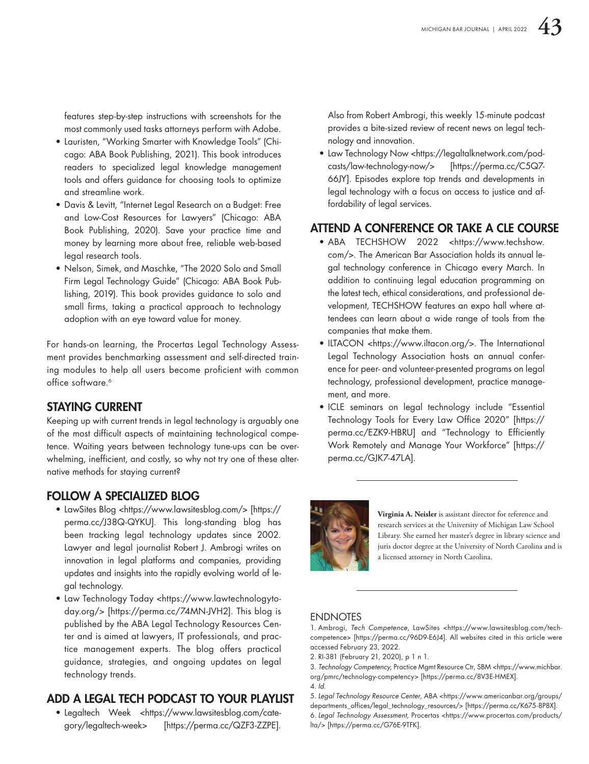features step-by-step instructions with screenshots for the most commonly used tasks attorneys perform with Adobe.

- Lauristen, "Working Smarter with Knowledge Tools" (Chicago: ABA Book Publishing, 2021). This book introduces readers to specialized legal knowledge management tools and offers guidance for choosing tools to optimize and streamline work.
- Davis & Levitt, "Internet Legal Research on a Budget: Free and Low-Cost Resources for Lawyers" (Chicago: ABA Book Publishing, 2020). Save your practice time and money by learning more about free, reliable web-based legal research tools.
- Nelson, Simek, and Maschke, "The 2020 Solo and Small Firm Legal Technology Guide" (Chicago: ABA Book Publishing, 2019). This book provides guidance to solo and small firms, taking a practical approach to technology adoption with an eye toward value for money.

For hands-on learning, the Procertas Legal Technology Assessment provides benchmarking assessment and self-directed training modules to help all users become proficient with common office software.[6]

## STAYING CURRENT

Keeping up with current trends in legal technology is arguably one of the most difficult aspects of maintaining technological competence. Waiting years between technology tune-ups can be overwhelming, inefficient, and costly, so why not try one of these alternative methods for staying current?

## FOLLOW A SPECIALIZED BLOG

- LawSites Blog <https://www.lawsitesblog.com/> [https://perma.cc/J38Q-QYKU]. This long-standing blog has been tracking legal technology updates since 2002. Lawyer and legal journalist Robert J. Ambrogi writes on innovation in legal platforms and companies, providing updates and insights into the rapidly evolving world of legal technology.
- Law Technology Today <https://www.lawtechnologytoday.org/> [https://perma.cc/74MN-JVH2]. This blog is published by the ABA Legal Technology Resources Center and is aimed at lawyers, IT professionals, and practice management experts. The blog offers practical guidance, strategies, and ongoing updates on legal technology trends.

## ADD A LEGAL TECH PODCAST TO YOUR PLAYLIST

- Legaltech Week <https://www.lawsitesblog.com/category/legaltech-week> [https://perma.cc/QZF3-ZZPE]. Also from Robert Ambrogi, this weekly 15-minute podcast provides a bite-sized review of recent news on legal technology and innovation.
- Law Technology Now <https://legaltalknetwork.com/podcasts/law-technology-now/> [https://perma.cc/C5Q7-66JY]. Episodes explore top trends and developments in legal technology with a focus on access to justice and affordability of legal services.

## ATTEND A CONFERENCE OR TAKE A CLE COURSE

- ABA TECHSHOW 2022 <https://www.techshow.com/>. The American Bar Association holds its annual legal technology conference in Chicago every March. In addition to continuing legal education programming on the latest tech, ethical considerations, and professional development, TECHSHOW features an expo hall where attendees can learn about a wide range of tools from the companies that make them.
- ILTACON <https://www.iltacon.org/>. The International Legal Technology Association hosts an annual conference for peer- and volunteer-presented programs on legal technology, professional development, practice management, and more.
- ICLE seminars on legal technology include "Essential Technology Tools for Every Law Office 2020" [https://perma.cc/EZK9-HBRU] and "Technology to Efficiently Work Remotely and Manage Your Workforce" [https://perma.cc/GJK7-47LA].

---

**Virginia A. Neisler** is assistant director for reference and research services at the University of Michigan Law School Library. She earned her master's degree in library science and juris doctor degree at the University of North Carolina and is a licensed attorney in North Carolina.

---

## ENDNOTES

1. Ambrogi, *Tech Competence*, LawSites <https://www.lawsitesblog.com/tech-competence> [https://perma.cc/96D9-E6J4]. All websites cited in this article were accessed February 23, 2022.
2. RI-381 (February 21, 2020), p 1 n 1.
3. *Technology Competency*, Practice Mgmt Resource Ctr, SBM <https://www.michbar.org/pmrc/technology-competency> [https://perma.cc/8V3E-HMEX].
4. *Id.*
5. *Legal Technology Resource Center*, ABA <https://www.americanbar.org/groups/departments_offices/legal_technology_resources/> [https://perma.cc/K675-8P8X].
6. *Legal Technology Assessment*, Procertas <https://www.procertas.com/products/lta/> [https://perma.cc/G76E-9TFK].